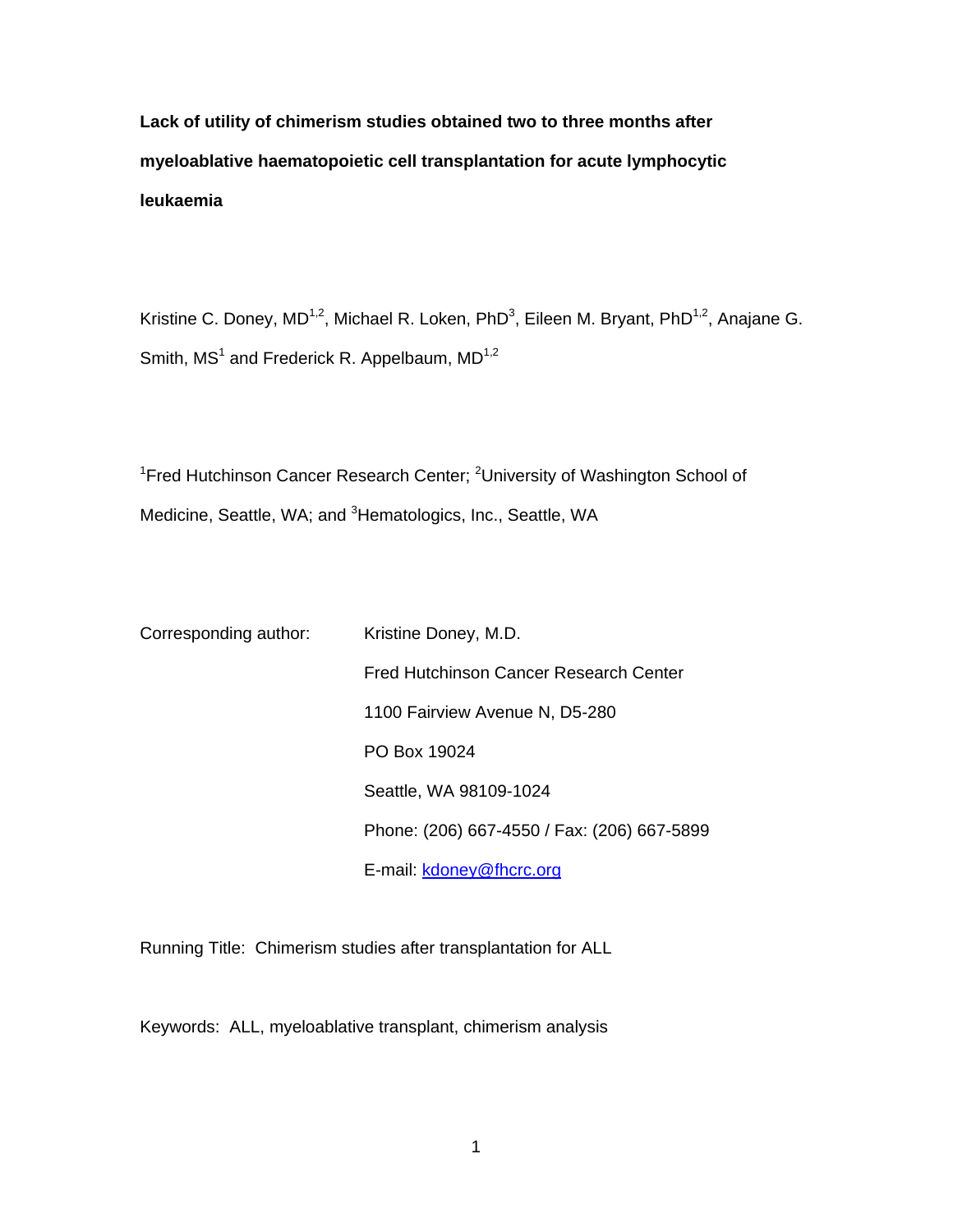**Lack of utility of chimerism studies obtained two to three months after myeloablative haematopoietic cell transplantation for acute lymphocytic leukaemia**

Kristine C. Doney, MD[1,2], Michael R. Loken, PhD[3], Eileen M. Bryant, PhD[1,2], Anajane G. Smith, MS[1] and Frederick R. Appelbaum, MD[1,2]

[1]Fred Hutchinson Cancer Research Center; [2]University of Washington School of Medicine, Seattle, WA; and [3]Hematologics, Inc., Seattle, WA

Corresponding author: Kristine Doney, M.D.
Fred Hutchinson Cancer Research Center
1100 Fairview Avenue N, D5-280
PO Box 19024
Seattle, WA 98109-1024
Phone: (206) 667-4550 / Fax: (206) 667-5899
E-mail: kdoney@fhcrc.org

Running Title: Chimerism studies after transplantation for ALL

Keywords: ALL, myeloablative transplant, chimerism analysis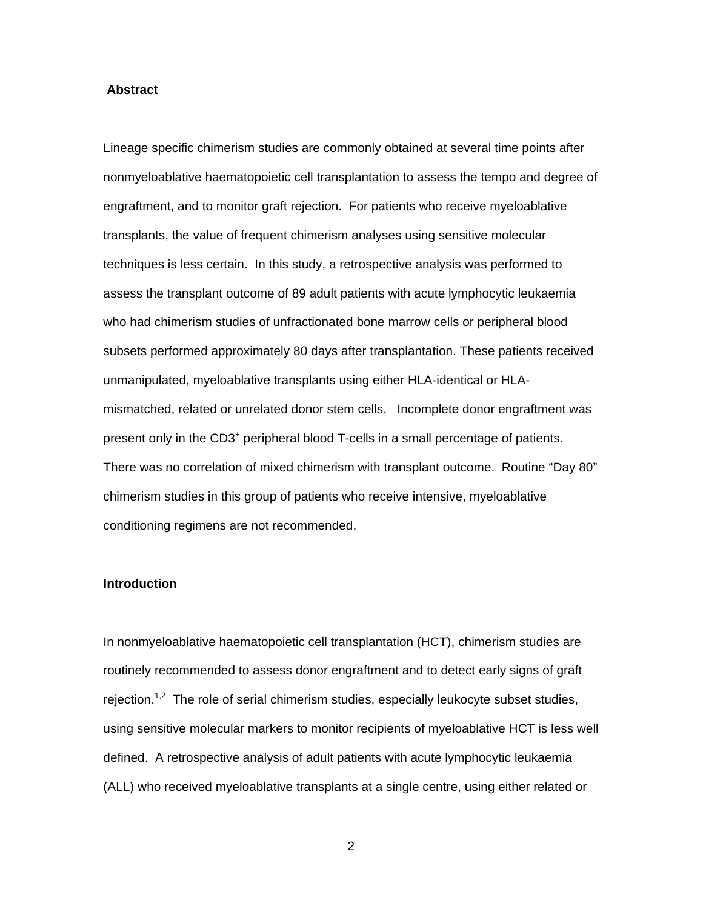## Abstract

Lineage specific chimerism studies are commonly obtained at several time points after nonmyeloablative haematopoietic cell transplantation to assess the tempo and degree of engraftment, and to monitor graft rejection. For patients who receive myeloablative transplants, the value of frequent chimerism analyses using sensitive molecular techniques is less certain. In this study, a retrospective analysis was performed to assess the transplant outcome of 89 adult patients with acute lymphocytic leukaemia who had chimerism studies of unfractionated bone marrow cells or peripheral blood subsets performed approximately 80 days after transplantation. These patients received unmanipulated, myeloablative transplants using either HLA-identical or HLA-mismatched, related or unrelated donor stem cells. Incomplete donor engraftment was present only in the $CD3^+$ peripheral blood T-cells in a small percentage of patients. There was no correlation of mixed chimerism with transplant outcome. Routine "Day 80" chimerism studies in this group of patients who receive intensive, myeloablative conditioning regimens are not recommended.

## Introduction

In nonmyeloablative haematopoietic cell transplantation (HCT), chimerism studies are routinely recommended to assess donor engraftment and to detect early signs of graft rejection.[1,2] The role of serial chimerism studies, especially leukocyte subset studies, using sensitive molecular markers to monitor recipients of myeloablative HCT is less well defined. A retrospective analysis of adult patients with acute lymphocytic leukaemia (ALL) who received myeloablative transplants at a single centre, using either related or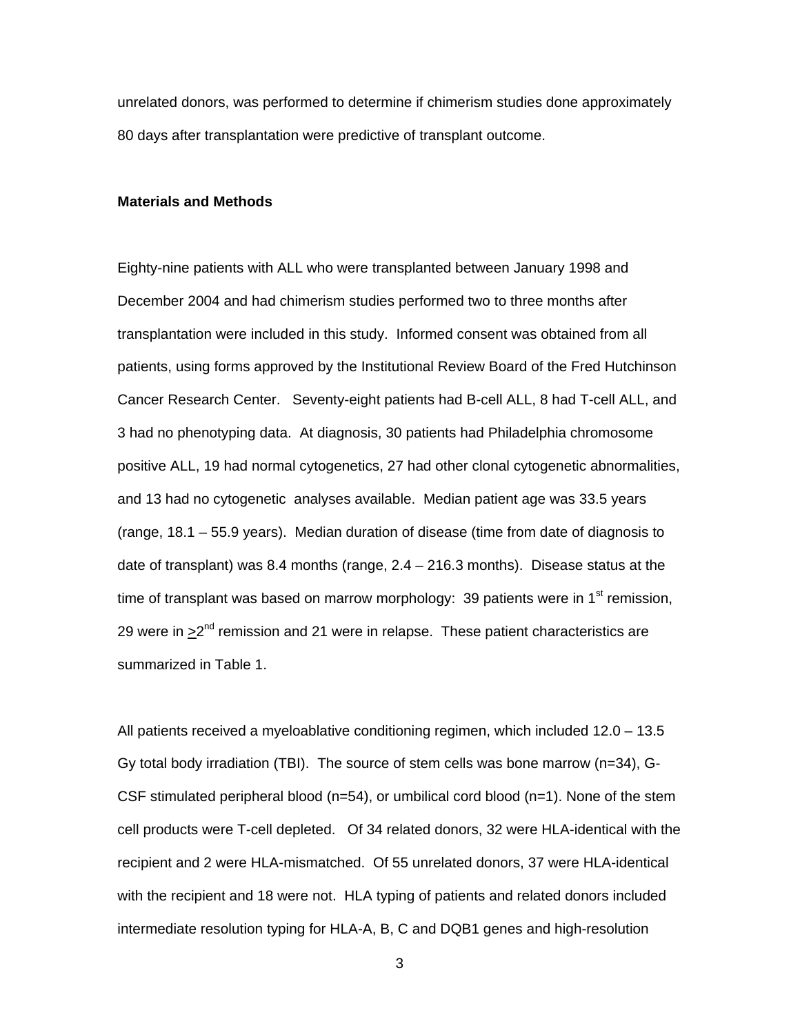unrelated donors, was performed to determine if chimerism studies done approximately 80 days after transplantation were predictive of transplant outcome.

**Materials and Methods**

Eighty-nine patients with ALL who were transplanted between January 1998 and December 2004 and had chimerism studies performed two to three months after transplantation were included in this study. Informed consent was obtained from all patients, using forms approved by the Institutional Review Board of the Fred Hutchinson Cancer Research Center. Seventy-eight patients had B-cell ALL, 8 had T-cell ALL, and 3 had no phenotyping data. At diagnosis, 30 patients had Philadelphia chromosome positive ALL, 19 had normal cytogenetics, 27 had other clonal cytogenetic abnormalities, and 13 had no cytogenetic analyses available. Median patient age was 33.5 years (range, 18.1 – 55.9 years). Median duration of disease (time from date of diagnosis to date of transplant) was 8.4 months (range, 2.4 – 216.3 months). Disease status at the time of transplant was based on marrow morphology: 39 patients were in 1st remission, 29 were in ≥2nd remission and 21 were in relapse. These patient characteristics are summarized in Table 1.

All patients received a myeloablative conditioning regimen, which included 12.0 – 13.5 Gy total body irradiation (TBI). The source of stem cells was bone marrow (n=34), G-CSF stimulated peripheral blood (n=54), or umbilical cord blood (n=1). None of the stem cell products were T-cell depleted. Of 34 related donors, 32 were HLA-identical with the recipient and 2 were HLA-mismatched. Of 55 unrelated donors, 37 were HLA-identical with the recipient and 18 were not. HLA typing of patients and related donors included intermediate resolution typing for HLA-A, B, C and DQB1 genes and high-resolution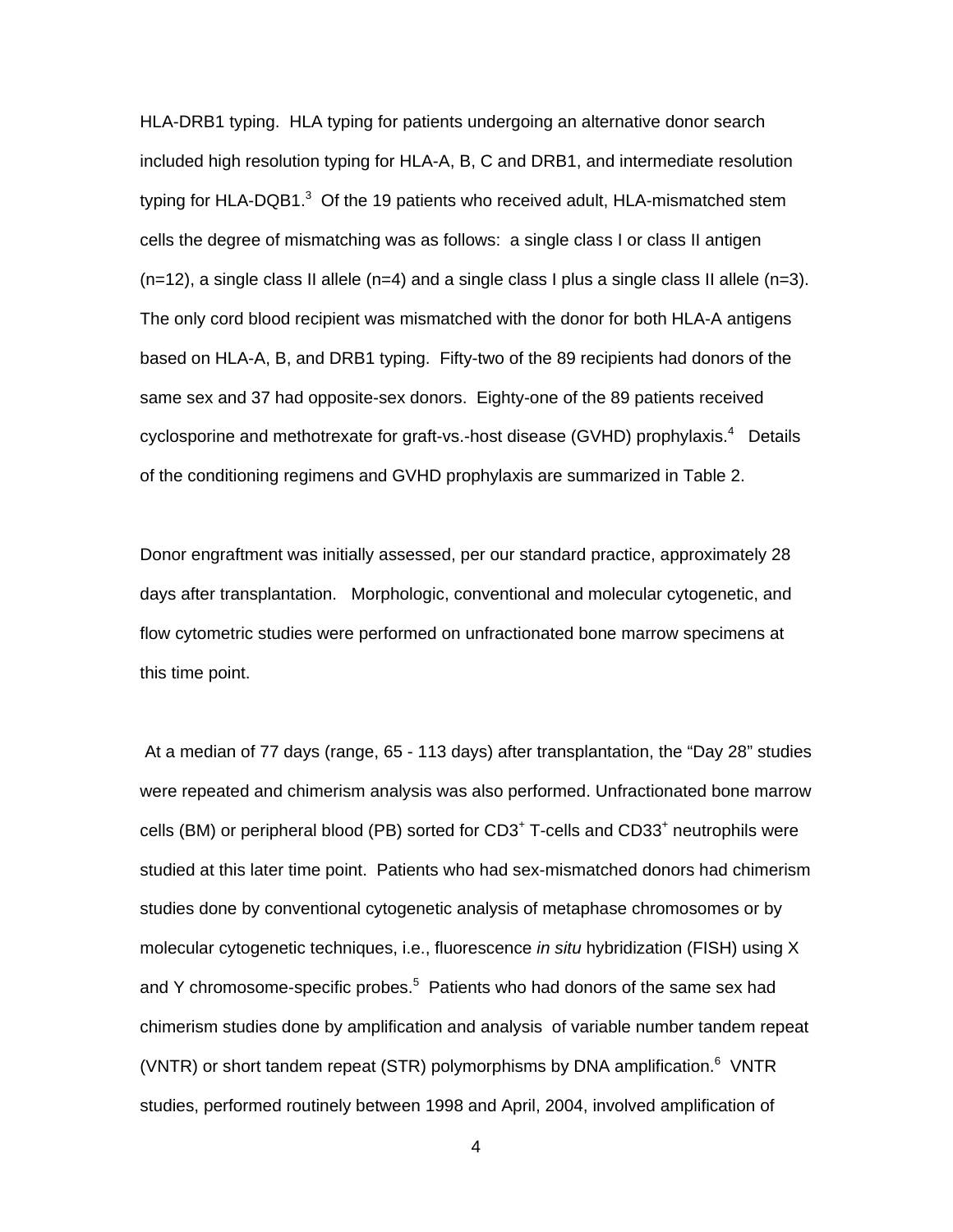HLA-DRB1 typing. HLA typing for patients undergoing an alternative donor search included high resolution typing for HLA-A, B, C and DRB1, and intermediate resolution typing for HLA-DQB1.[3] Of the 19 patients who received adult, HLA-mismatched stem cells the degree of mismatching was as follows: a single class I or class II antigen (n=12), a single class II allele (n=4) and a single class I plus a single class II allele (n=3). The only cord blood recipient was mismatched with the donor for both HLA-A antigens based on HLA-A, B, and DRB1 typing. Fifty-two of the 89 recipients had donors of the same sex and 37 had opposite-sex donors. Eighty-one of the 89 patients received cyclosporine and methotrexate for graft-vs.-host disease (GVHD) prophylaxis.[4] Details of the conditioning regimens and GVHD prophylaxis are summarized in Table 2.

Donor engraftment was initially assessed, per our standard practice, approximately 28 days after transplantation. Morphologic, conventional and molecular cytogenetic, and flow cytometric studies were performed on unfractionated bone marrow specimens at this time point.

At a median of 77 days (range, 65 - 113 days) after transplantation, the "Day 28" studies were repeated and chimerism analysis was also performed. Unfractionated bone marrow cells (BM) or peripheral blood (PB) sorted for $CD3^+$ T-cells and $CD33^+$ neutrophils were studied at this later time point. Patients who had sex-mismatched donors had chimerism studies done by conventional cytogenetic analysis of metaphase chromosomes or by molecular cytogenetic techniques, i.e., fluorescence *in situ* hybridization (FISH) using X and Y chromosome-specific probes.[5] Patients who had donors of the same sex had chimerism studies done by amplification and analysis of variable number tandem repeat (VNTR) or short tandem repeat (STR) polymorphisms by DNA amplification.[6] VNTR studies, performed routinely between 1998 and April, 2004, involved amplification of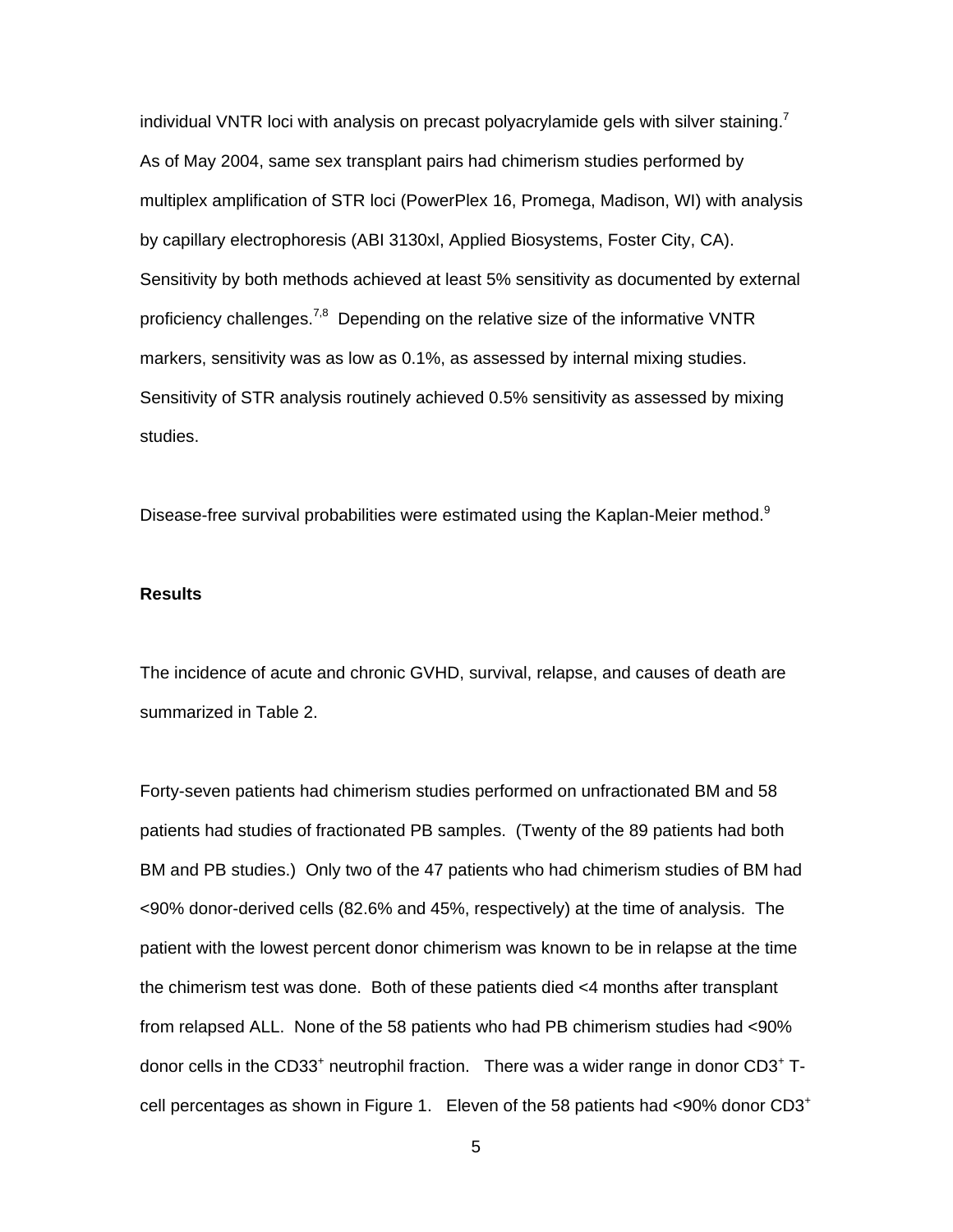individual VNTR loci with analysis on precast polyacrylamide gels with silver staining.[7] As of May 2004, same sex transplant pairs had chimerism studies performed by multiplex amplification of STR loci (PowerPlex 16, Promega, Madison, WI) with analysis by capillary electrophoresis (ABI 3130xl, Applied Biosystems, Foster City, CA). Sensitivity by both methods achieved at least 5% sensitivity as documented by external proficiency challenges.[7,8] Depending on the relative size of the informative VNTR markers, sensitivity was as low as 0.1%, as assessed by internal mixing studies. Sensitivity of STR analysis routinely achieved 0.5% sensitivity as assessed by mixing studies.

Disease-free survival probabilities were estimated using the Kaplan-Meier method.[9]

**Results**

The incidence of acute and chronic GVHD, survival, relapse, and causes of death are summarized in Table 2.

Forty-seven patients had chimerism studies performed on unfractionated BM and 58 patients had studies of fractionated PB samples. (Twenty of the 89 patients had both BM and PB studies.) Only two of the 47 patients who had chimerism studies of BM had <90% donor-derived cells (82.6% and 45%, respectively) at the time of analysis. The patient with the lowest percent donor chimerism was known to be in relapse at the time the chimerism test was done. Both of these patients died <4 months after transplant from relapsed ALL. None of the 58 patients who had PB chimerism studies had <90% donor cells in the $CD33^+$ neutrophil fraction. There was a wider range in donor $CD3^+$ T-cell percentages as shown in Figure 1. Eleven of the 58 patients had <90% donor $CD3^+$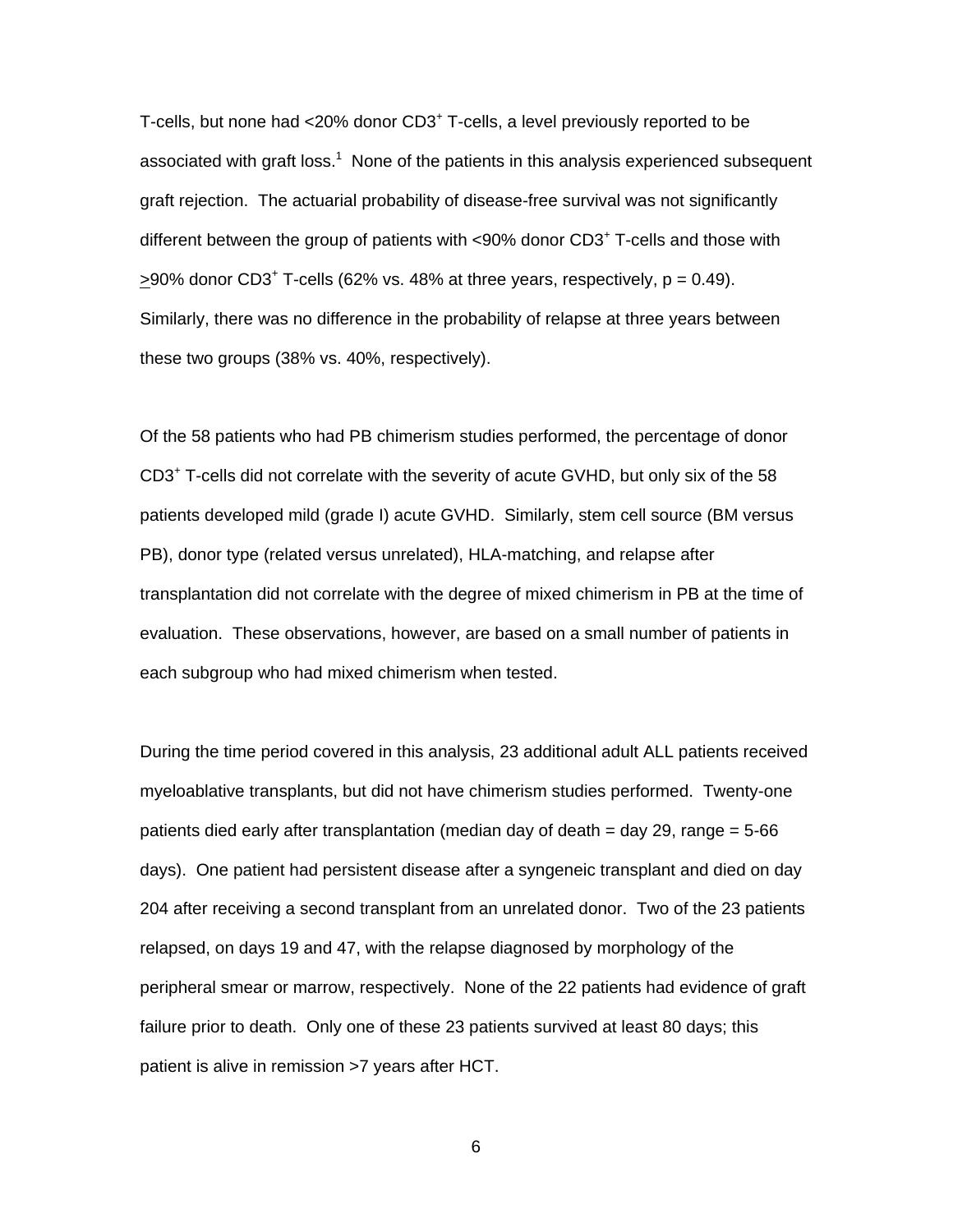T-cells, but none had <20% donor $CD3^+$ T-cells, a level previously reported to be associated with graft loss.[1] None of the patients in this analysis experienced subsequent graft rejection. The actuarial probability of disease-free survival was not significantly different between the group of patients with <90% donor $CD3^+$ T-cells and those with ≥90% donor $CD3^+$ T-cells (62% vs. 48% at three years, respectively, $p = 0.49$). Similarly, there was no difference in the probability of relapse at three years between these two groups (38% vs. 40%, respectively).

Of the 58 patients who had PB chimerism studies performed, the percentage of donor $CD3^+$ T-cells did not correlate with the severity of acute GVHD, but only six of the 58 patients developed mild (grade I) acute GVHD. Similarly, stem cell source (BM versus PB), donor type (related versus unrelated), HLA-matching, and relapse after transplantation did not correlate with the degree of mixed chimerism in PB at the time of evaluation. These observations, however, are based on a small number of patients in each subgroup who had mixed chimerism when tested.

During the time period covered in this analysis, 23 additional adult ALL patients received myeloablative transplants, but did not have chimerism studies performed. Twenty-one patients died early after transplantation (median day of death = day 29, range = 5-66 days). One patient had persistent disease after a syngeneic transplant and died on day 204 after receiving a second transplant from an unrelated donor. Two of the 23 patients relapsed, on days 19 and 47, with the relapse diagnosed by morphology of the peripheral smear or marrow, respectively. None of the 22 patients had evidence of graft failure prior to death. Only one of these 23 patients survived at least 80 days; this patient is alive in remission >7 years after HCT.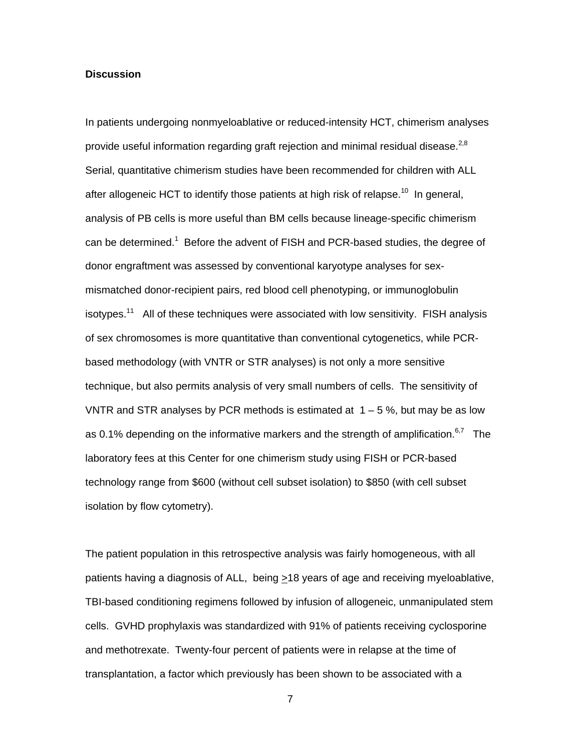**Discussion**

In patients undergoing nonmyeloablative or reduced-intensity HCT, chimerism analyses provide useful information regarding graft rejection and minimal residual disease.[2,8] Serial, quantitative chimerism studies have been recommended for children with ALL after allogeneic HCT to identify those patients at high risk of relapse.[10] In general, analysis of PB cells is more useful than BM cells because lineage-specific chimerism can be determined.[1] Before the advent of FISH and PCR-based studies, the degree of donor engraftment was assessed by conventional karyotype analyses for sex-mismatched donor-recipient pairs, red blood cell phenotyping, or immunoglobulin isotypes.[11] All of these techniques were associated with low sensitivity. FISH analysis of sex chromosomes is more quantitative than conventional cytogenetics, while PCR-based methodology (with VNTR or STR analyses) is not only a more sensitive technique, but also permits analysis of very small numbers of cells. The sensitivity of VNTR and STR analyses by PCR methods is estimated at 1 – 5 %, but may be as low as 0.1% depending on the informative markers and the strength of amplification.[6,7] The laboratory fees at this Center for one chimerism study using FISH or PCR-based technology range from $600 (without cell subset isolation) to $850 (with cell subset isolation by flow cytometry).

The patient population in this retrospective analysis was fairly homogeneous, with all patients having a diagnosis of ALL, being $\geq$18 years of age and receiving myeloablative, TBI-based conditioning regimens followed by infusion of allogeneic, unmanipulated stem cells. GVHD prophylaxis was standardized with 91% of patients receiving cyclosporine and methotrexate. Twenty-four percent of patients were in relapse at the time of transplantation, a factor which previously has been shown to be associated with a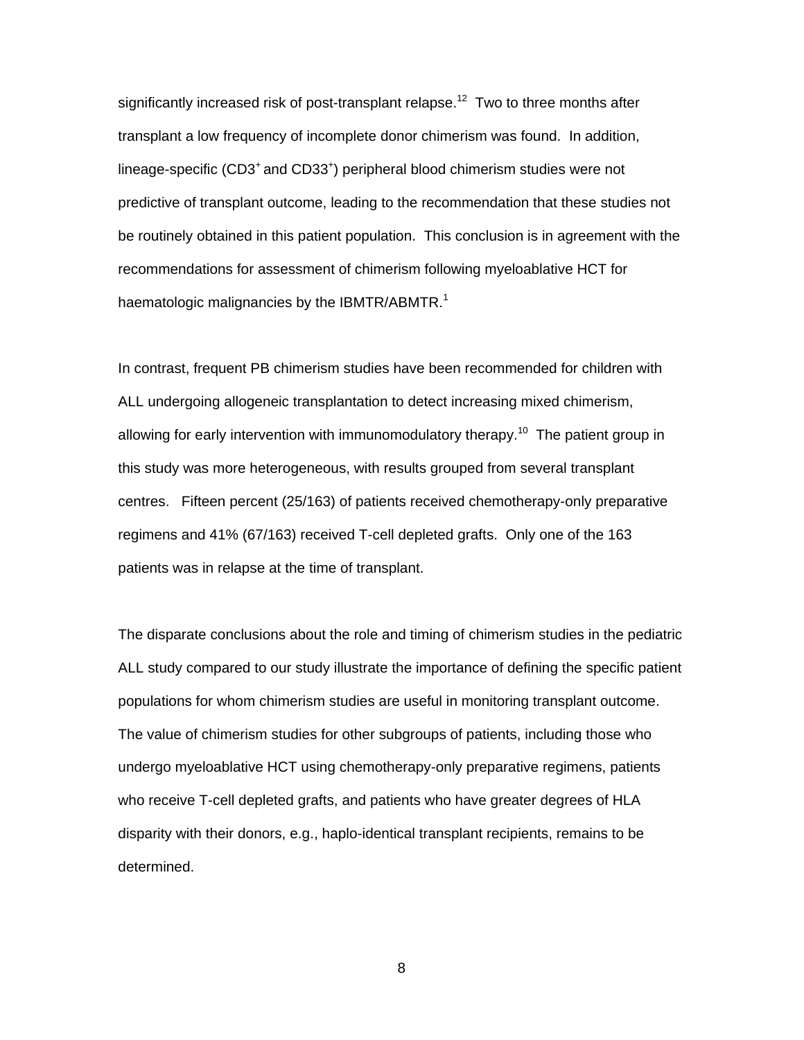significantly increased risk of post-transplant relapse.[12] Two to three months after transplant a low frequency of incomplete donor chimerism was found. In addition, lineage-specific ($CD3^+$ and $CD33^+$) peripheral blood chimerism studies were not predictive of transplant outcome, leading to the recommendation that these studies not be routinely obtained in this patient population. This conclusion is in agreement with the recommendations for assessment of chimerism following myeloablative HCT for haematologic malignancies by the IBMTR/ABMTR.[1]

In contrast, frequent PB chimerism studies have been recommended for children with ALL undergoing allogeneic transplantation to detect increasing mixed chimerism, allowing for early intervention with immunomodulatory therapy.[10] The patient group in this study was more heterogeneous, with results grouped from several transplant centres. Fifteen percent (25/163) of patients received chemotherapy-only preparative regimens and 41% (67/163) received T-cell depleted grafts. Only one of the 163 patients was in relapse at the time of transplant.

The disparate conclusions about the role and timing of chimerism studies in the pediatric ALL study compared to our study illustrate the importance of defining the specific patient populations for whom chimerism studies are useful in monitoring transplant outcome. The value of chimerism studies for other subgroups of patients, including those who undergo myeloablative HCT using chemotherapy-only preparative regimens, patients who receive T-cell depleted grafts, and patients who have greater degrees of HLA disparity with their donors, e.g., haplo-identical transplant recipients, remains to be determined.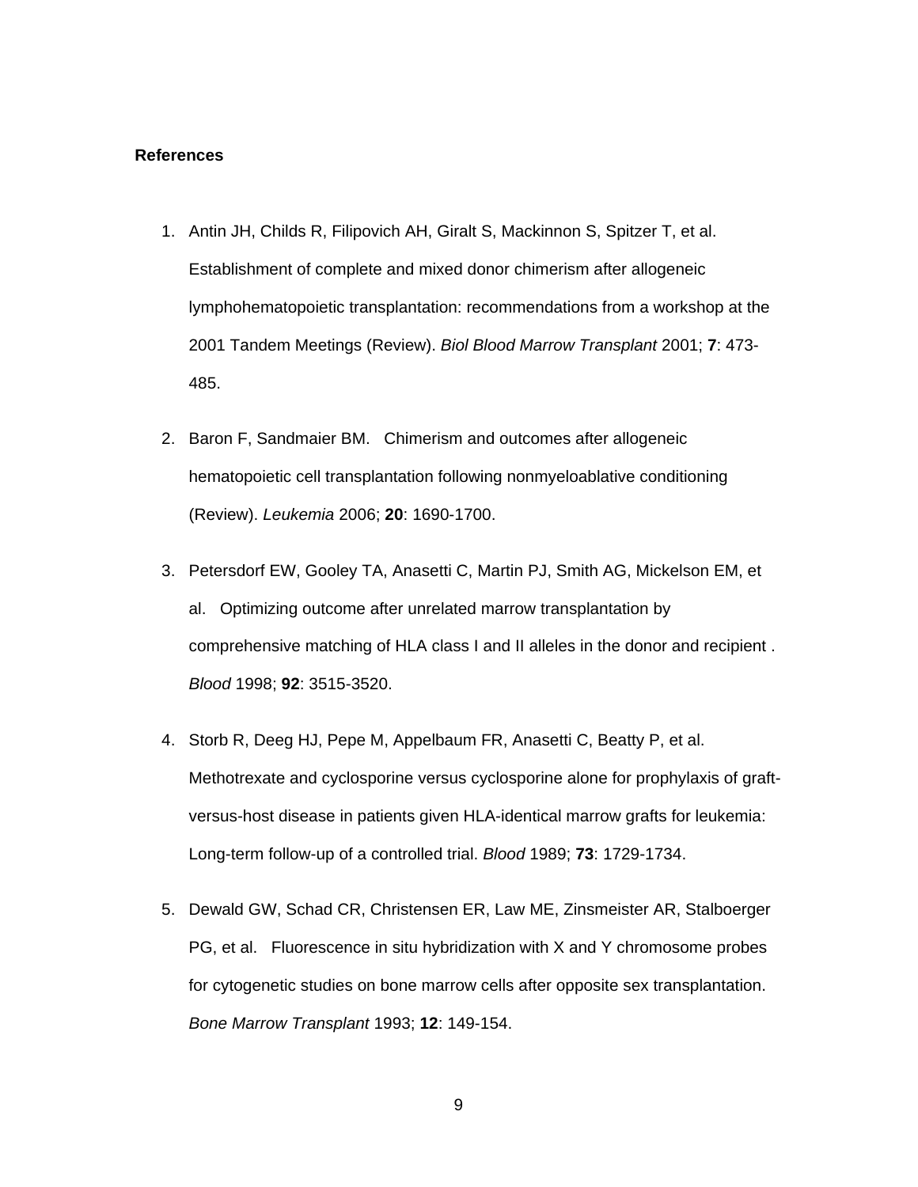**References**

1. Antin JH, Childs R, Filipovich AH, Giralt S, Mackinnon S, Spitzer T, et al. Establishment of complete and mixed donor chimerism after allogeneic lymphohematopoietic transplantation: recommendations from a workshop at the 2001 Tandem Meetings (Review). *Biol Blood Marrow Transplant* 2001; **7**: 473-485.

2. Baron F, Sandmaier BM. Chimerism and outcomes after allogeneic hematopoietic cell transplantation following nonmyeloablative conditioning (Review). *Leukemia* 2006; **20**: 1690-1700.

3. Petersdorf EW, Gooley TA, Anasetti C, Martin PJ, Smith AG, Mickelson EM, et al. Optimizing outcome after unrelated marrow transplantation by comprehensive matching of HLA class I and II alleles in the donor and recipient . *Blood* 1998; **92**: 3515-3520.

4. Storb R, Deeg HJ, Pepe M, Appelbaum FR, Anasetti C, Beatty P, et al. Methotrexate and cyclosporine versus cyclosporine alone for prophylaxis of graft-versus-host disease in patients given HLA-identical marrow grafts for leukemia: Long-term follow-up of a controlled trial. *Blood* 1989; **73**: 1729-1734.

5. Dewald GW, Schad CR, Christensen ER, Law ME, Zinsmeister AR, Stalboerger PG, et al. Fluorescence in situ hybridization with X and Y chromosome probes for cytogenetic studies on bone marrow cells after opposite sex transplantation. *Bone Marrow Transplant* 1993; **12**: 149-154.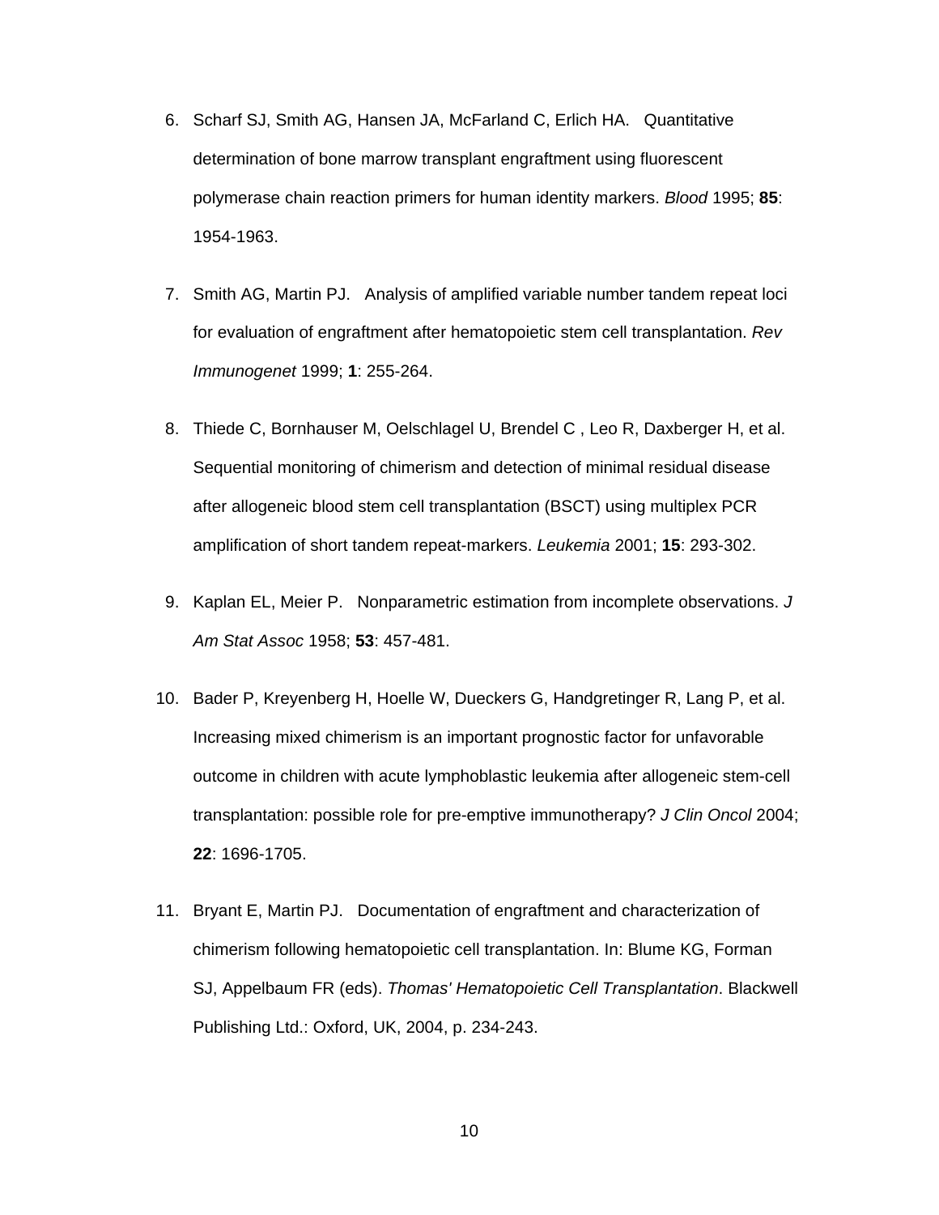6. Scharf SJ, Smith AG, Hansen JA, McFarland C, Erlich HA. Quantitative determination of bone marrow transplant engraftment using fluorescent polymerase chain reaction primers for human identity markers. *Blood* 1995; **85**: 1954-1963.

7. Smith AG, Martin PJ. Analysis of amplified variable number tandem repeat loci for evaluation of engraftment after hematopoietic stem cell transplantation. *Rev Immunogenet* 1999; **1**: 255-264.

8. Thiede C, Bornhauser M, Oelschlagel U, Brendel C , Leo R, Daxberger H, et al. Sequential monitoring of chimerism and detection of minimal residual disease after allogeneic blood stem cell transplantation (BSCT) using multiplex PCR amplification of short tandem repeat-markers. *Leukemia* 2001; **15**: 293-302.

9. Kaplan EL, Meier P. Nonparametric estimation from incomplete observations. *J Am Stat Assoc* 1958; **53**: 457-481.

10. Bader P, Kreyenberg H, Hoelle W, Dueckers G, Handgretinger R, Lang P, et al. Increasing mixed chimerism is an important prognostic factor for unfavorable outcome in children with acute lymphoblastic leukemia after allogeneic stem-cell transplantation: possible role for pre-emptive immunotherapy? *J Clin Oncol* 2004; **22**: 1696-1705.

11. Bryant E, Martin PJ. Documentation of engraftment and characterization of chimerism following hematopoietic cell transplantation. In: Blume KG, Forman SJ, Appelbaum FR (eds). *Thomas' Hematopoietic Cell Transplantation*. Blackwell Publishing Ltd.: Oxford, UK, 2004, p. 234-243.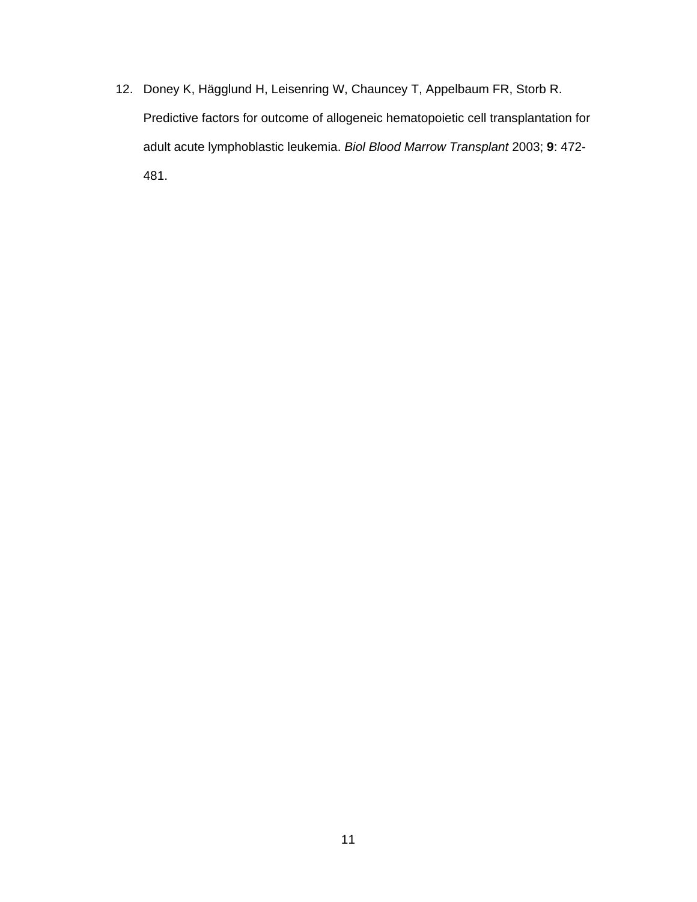12. Doney K, Hägglund H, Leisenring W, Chauncey T, Appelbaum FR, Storb R. Predictive factors for outcome of allogeneic hematopoietic cell transplantation for adult acute lymphoblastic leukemia. *Biol Blood Marrow Transplant* 2003; **9**: 472-481.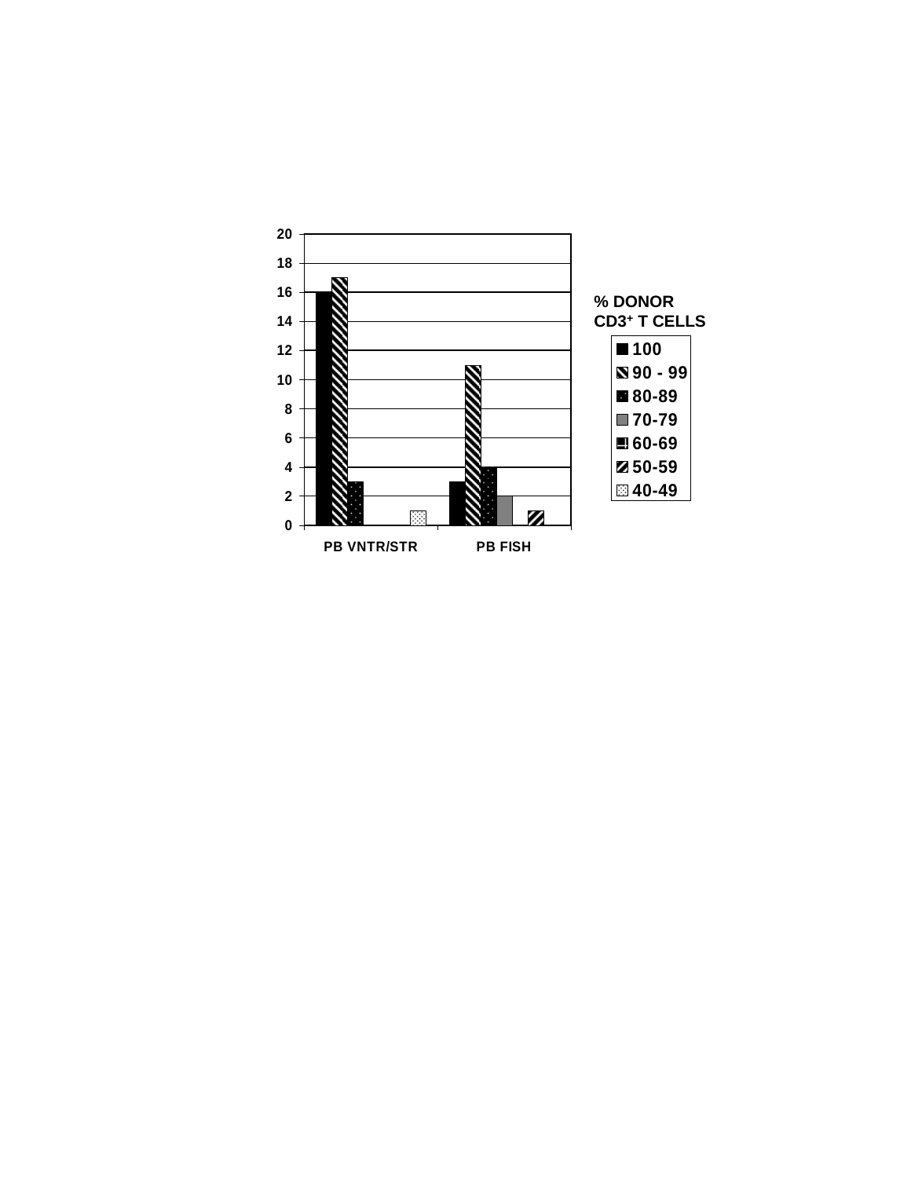% DONOR $CD3^+$ T CELLS

- 100
- 90 - 99
- 80-89
- 70-79
- 60-69
- 50-59
- 40-49

PB VNTR/STR

PB FISH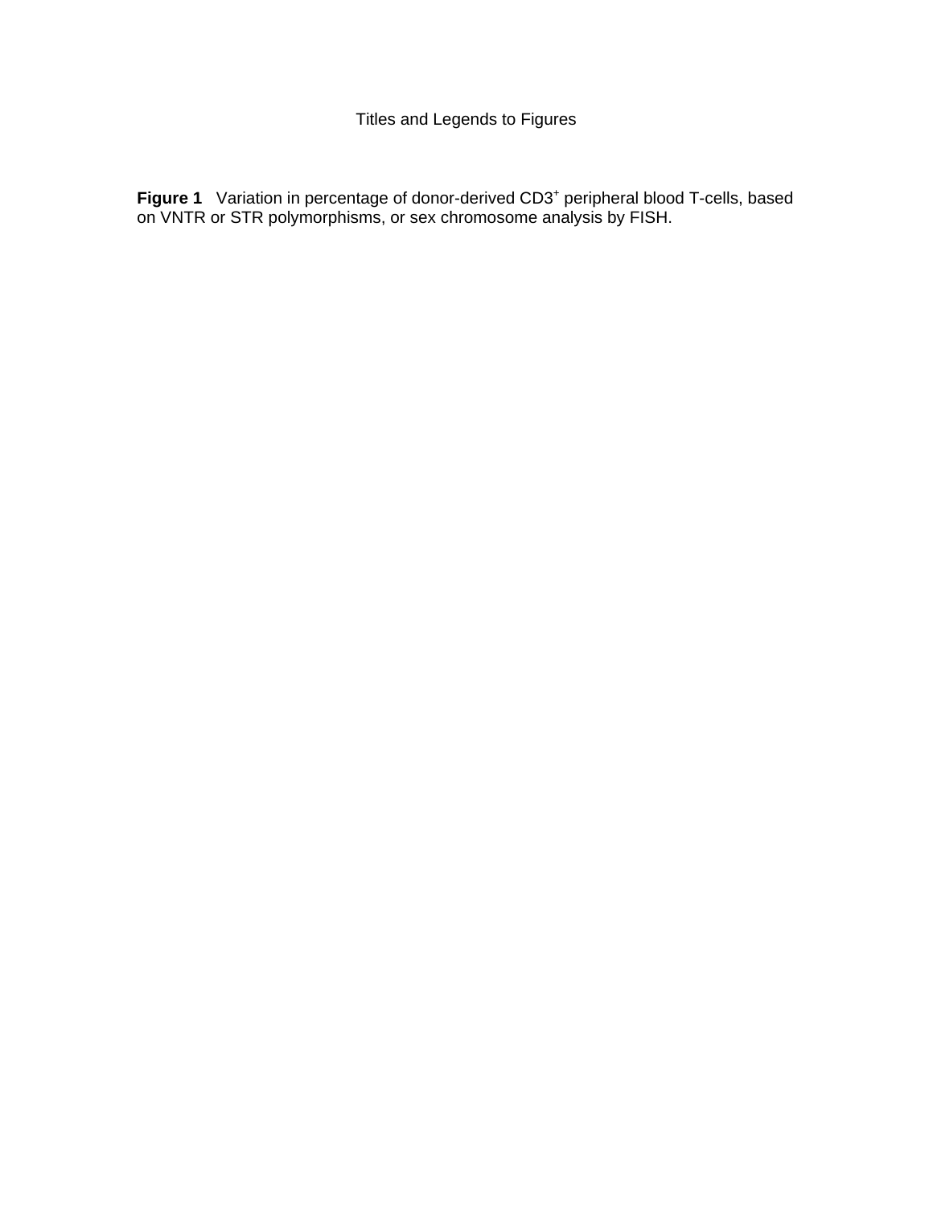# Titles and Legends to Figures

**Figure 1** Variation in percentage of donor-derived $CD3^+$ peripheral blood T-cells, based on VNTR or STR polymorphisms, or sex chromosome analysis by FISH.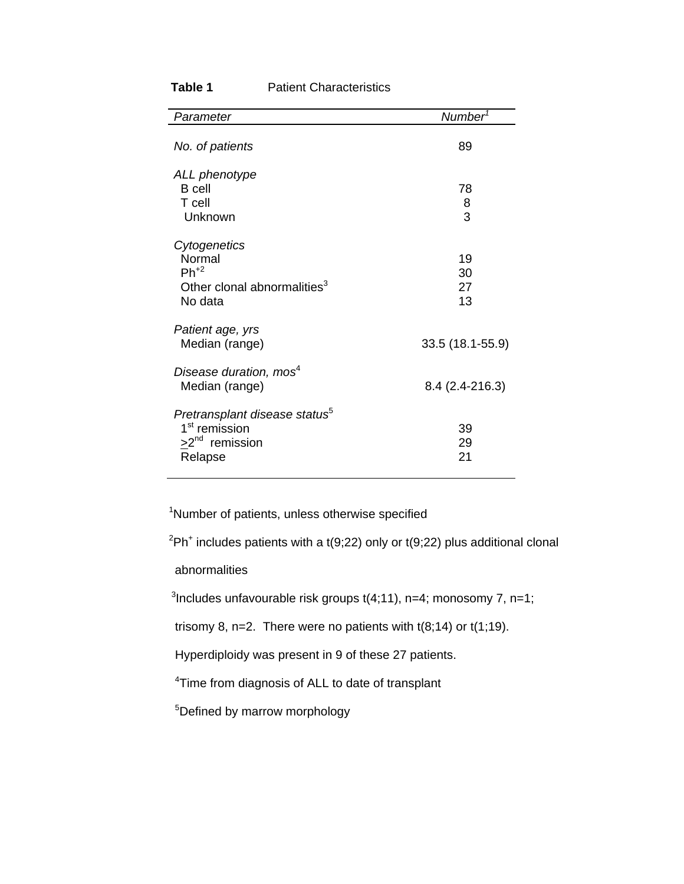**Table 1** Patient Characteristics

| *Parameter* | *Number*[1] |
|---|---|
| *No. of patients* | 89 |
| *ALL phenotype* | |
| B cell | 78 |
| T cell | 8 |
| Unknown | 3 |
| *Cytogenetics* | |
| Normal | 19 |
| Ph+[2] | 30 |
| Other clonal abnormalities[3] | 27 |
| No data | 13 |
| *Patient age, yrs* | |
| Median (range) | 33.5 (18.1-55.9) |
| *Disease duration, mos*[4] | |
| Median (range) | 8.4 (2.4-216.3) |
| *Pretransplant disease status*[5] | |
| 1st remission | 39 |
| ≥2nd remission | 29 |
| Relapse | 21 |

[1]Number of patients, unless otherwise specified

[2]Ph+ includes patients with a t(9;22) only or t(9;22) plus additional clonal abnormalities

[3]Includes unfavourable risk groups t(4;11), n=4; monosomy 7, n=1; trisomy 8, n=2. There were no patients with t(8;14) or t(1;19). Hyperdiploidy was present in 9 of these 27 patients.

[4]Time from diagnosis of ALL to date of transplant

[5]Defined by marrow morphology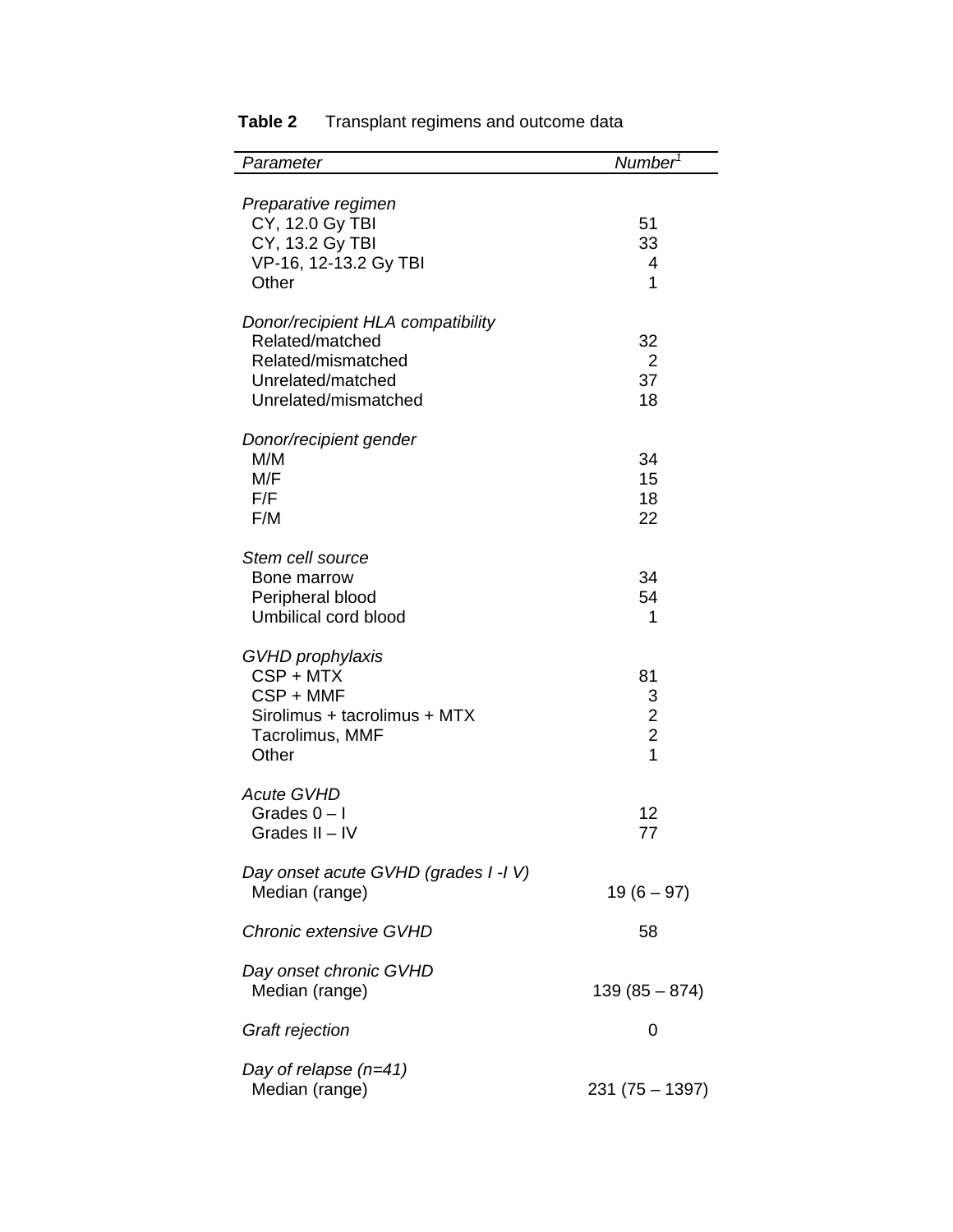**Table 2** Transplant regimens and outcome data

| *Parameter* | *Number*[1] |
|---|---|
| *Preparative regimen* | |
| CY, 12.0 Gy TBI | 51 |
| CY, 13.2 Gy TBI | 33 |
| VP-16, 12-13.2 Gy TBI | 4 |
| Other | 1 |
| *Donor/recipient HLA compatibility* | |
| Related/matched | 32 |
| Related/mismatched | 2 |
| Unrelated/matched | 37 |
| Unrelated/mismatched | 18 |
| *Donor/recipient gender* | |
| M/M | 34 |
| M/F | 15 |
| F/F | 18 |
| F/M | 22 |
| *Stem cell source* | |
| Bone marrow | 34 |
| Peripheral blood | 54 |
| Umbilical cord blood | 1 |
| *GVHD prophylaxis* | |
| CSP + MTX | 81 |
| CSP + MMF | 3 |
| Sirolimus + tacrolimus + MTX | 2 |
| Tacrolimus, MMF | 2 |
| Other | 1 |
| *Acute GVHD* | |
| Grades 0 – I | 12 |
| Grades II – IV | 77 |
| *Day onset acute GVHD (grades I -I V)* | |
| Median (range) | 19 (6 – 97) |
| *Chronic extensive GVHD* | 58 |
| *Day onset chronic GVHD* | |
| Median (range) | 139 (85 – 874) |
| *Graft rejection* | 0 |
| *Day of relapse (n=41)* | |
| Median (range) | 231 (75 – 1397) |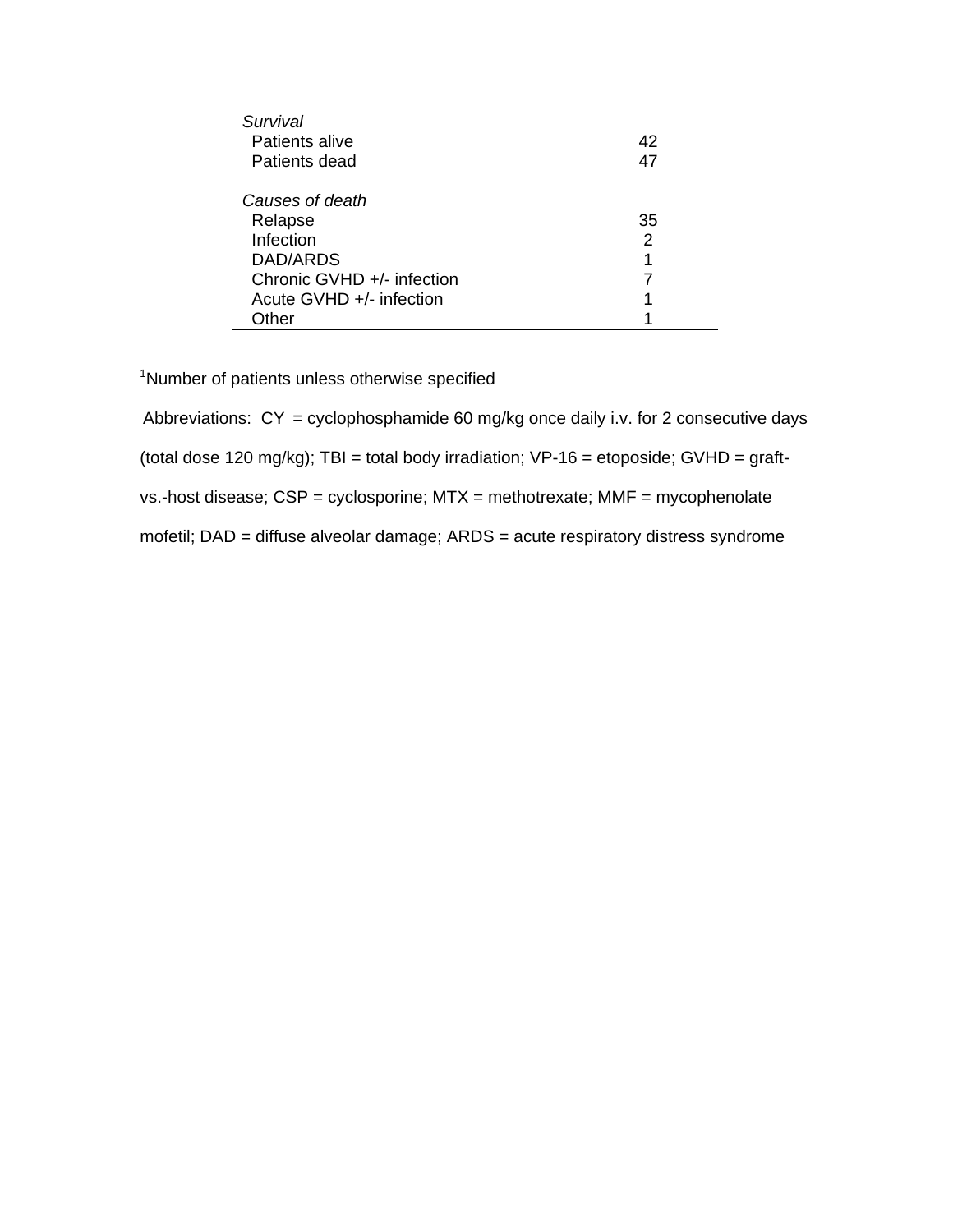| | |
|---|---|
| *Survival* | |
| Patients alive | 42 |
| Patients dead | 47 |
| | |
| *Causes of death* | |
| Relapse | 35 |
| Infection | 2 |
| DAD/ARDS | 1 |
| Chronic GVHD +/- infection | 7 |
| Acute GVHD +/- infection | 1 |
| Other | 1 |

[1]Number of patients unless otherwise specified

Abbreviations: CY = cyclophosphamide 60 mg/kg once daily i.v. for 2 consecutive days (total dose 120 mg/kg); TBI = total body irradiation; VP-16 = etoposide; GVHD = graft-vs.-host disease; CSP = cyclosporine; MTX = methotrexate; MMF = mycophenolate mofetil; DAD = diffuse alveolar damage; ARDS = acute respiratory distress syndrome